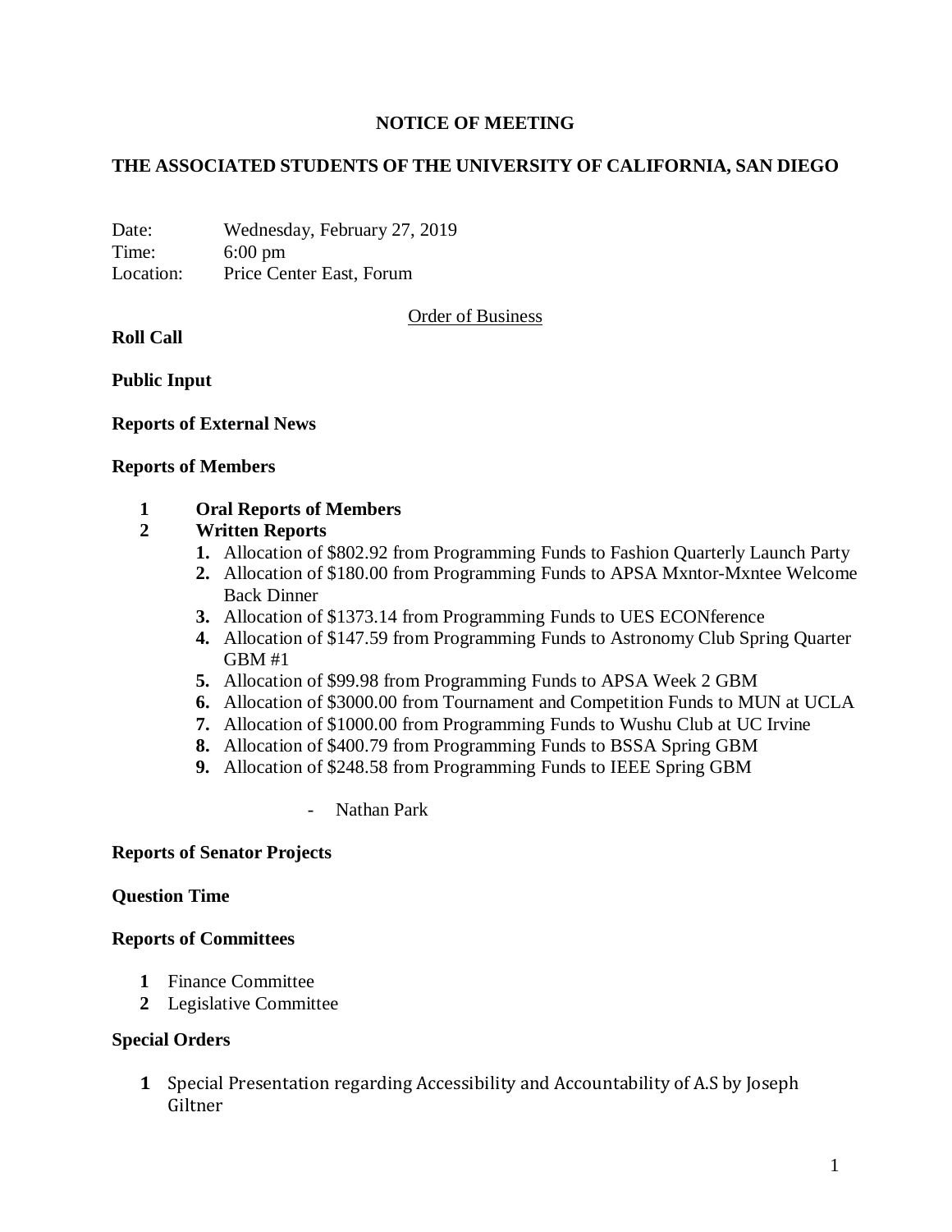**NOTICE OF MEETING**

**THE ASSOCIATED STUDENTS OF THE UNIVERSITY OF CALIFORNIA, SAN DIEGO**

Date: Wednesday, February 27, 2019
Time: 6:00 pm
Location: Price Center East, Forum

Order of Business

**Roll Call**

**Public Input**

**Reports of External News**

**Reports of Members**

1. **Oral Reports of Members**
2. **Written Reports**
    1. Allocation of $802.92 from Programming Funds to Fashion Quarterly Launch Party
    2. Allocation of $180.00 from Programming Funds to APSA Mxntor-Mxntee Welcome Back Dinner
    3. Allocation of $1373.14 from Programming Funds to UES ECONference
    4. Allocation of $147.59 from Programming Funds to Astronomy Club Spring Quarter GBM #1
    5. Allocation of $99.98 from Programming Funds to APSA Week 2 GBM
    6. Allocation of $3000.00 from Tournament and Competition Funds to MUN at UCLA
    7. Allocation of $1000.00 from Programming Funds to Wushu Club at UC Irvine
    8. Allocation of $400.79 from Programming Funds to BSSA Spring GBM
    9. Allocation of $248.58 from Programming Funds to IEEE Spring GBM

    - Nathan Park

**Reports of Senator Projects**

**Question Time**

**Reports of Committees**

1. Finance Committee
2. Legislative Committee

**Special Orders**

1. Special Presentation regarding Accessibility and Accountability of A.S by Joseph Giltner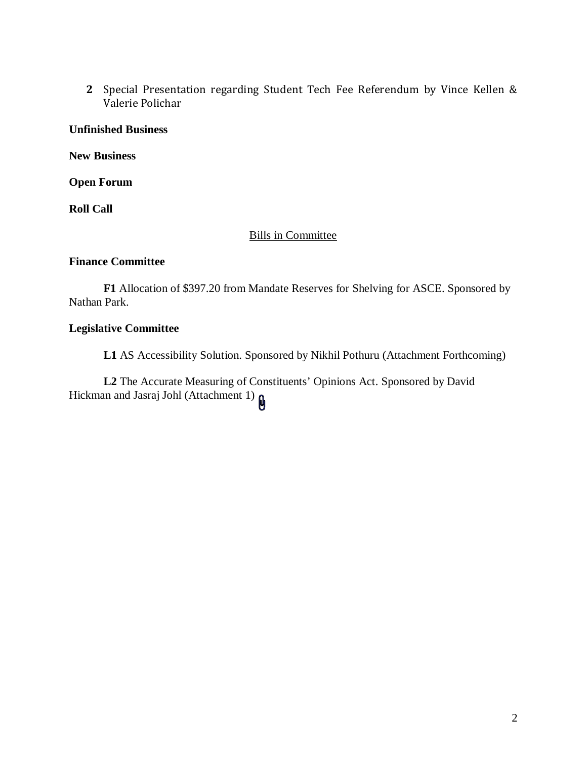**2** Special Presentation regarding Student Tech Fee Referendum by Vince Kellen & Valerie Polichar

**Unfinished Business**

**New Business**

**Open Forum**

**Roll Call**

<u>Bills in Committee</u>

**Finance Committee**

**F1** Allocation of $397.20 from Mandate Reserves for Shelving for ASCE. Sponsored by Nathan Park.

**Legislative Committee**

**L1** AS Accessibility Solution. Sponsored by Nikhil Pothuru (Attachment Forthcoming)

**L2** The Accurate Measuring of Constituents' Opinions Act. Sponsored by David Hickman and Jasraj Johl (Attachment 1)